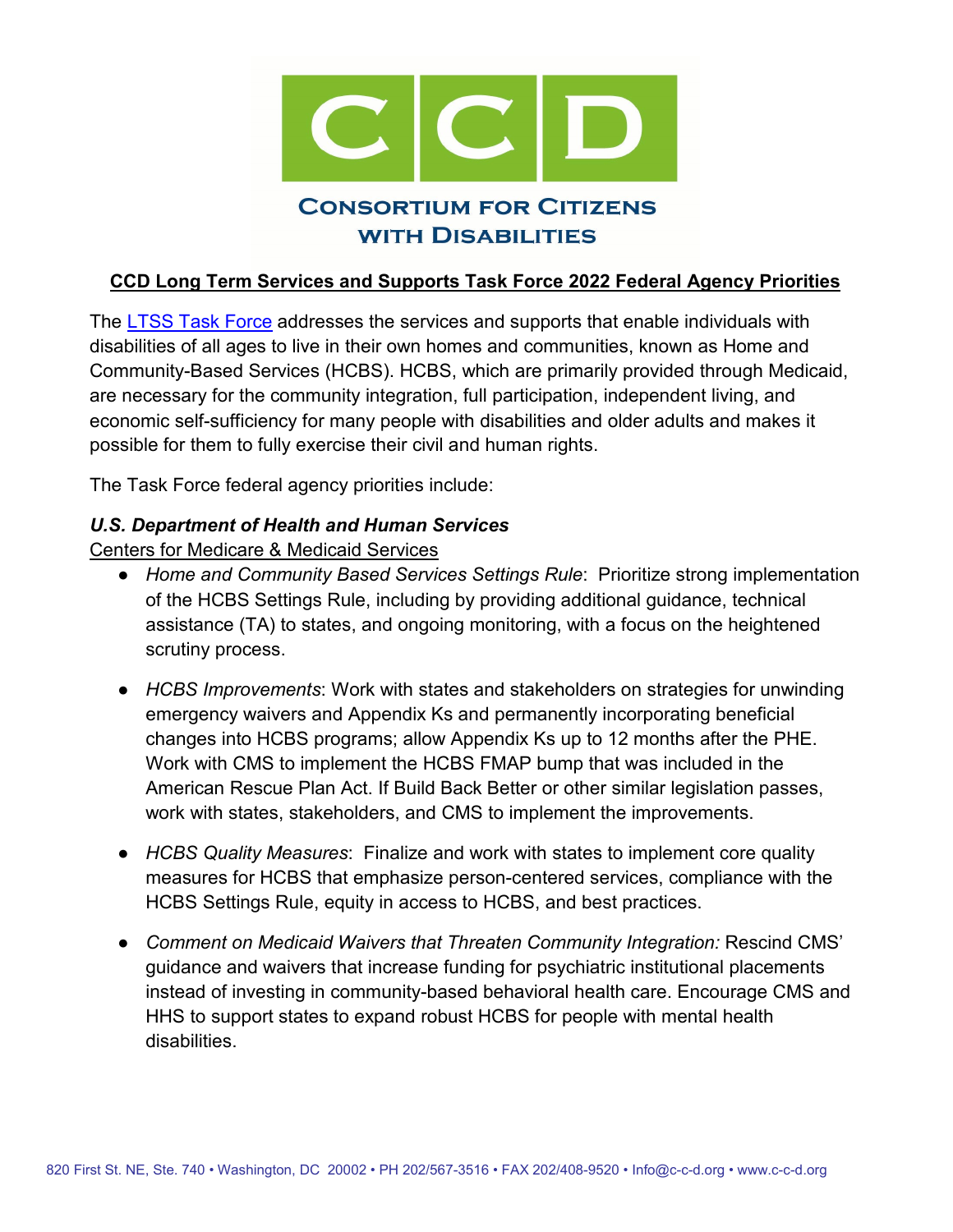# Consortium for Citizens with Disabilities

## CCD Long Term Services and Supports Task Force 2022 Federal Agency Priorities

The [LTSS Task Force](#) addresses the services and supports that enable individuals with disabilities of all ages to live in their own homes and communities, known as Home and Community-Based Services (HCBS). HCBS, which are primarily provided through Medicaid, are necessary for the community integration, full participation, independent living, and economic self-sufficiency for many people with disabilities and older adults and makes it possible for them to fully exercise their civil and human rights.

The Task Force federal agency priorities include:

### *U.S. Department of Health and Human Services*

Centers for Medicare & Medicaid Services

- *Home and Community Based Services Settings Rule*: Prioritize strong implementation of the HCBS Settings Rule, including by providing additional guidance, technical assistance (TA) to states, and ongoing monitoring, with a focus on the heightened scrutiny process.
- *HCBS Improvements*: Work with states and stakeholders on strategies for unwinding emergency waivers and Appendix Ks and permanently incorporating beneficial changes into HCBS programs; allow Appendix Ks up to 12 months after the PHE. Work with CMS to implement the HCBS FMAP bump that was included in the American Rescue Plan Act. If Build Back Better or other similar legislation passes, work with states, stakeholders, and CMS to implement the improvements.
- *HCBS Quality Measures*: Finalize and work with states to implement core quality measures for HCBS that emphasize person-centered services, compliance with the HCBS Settings Rule, equity in access to HCBS, and best practices.
- *Comment on Medicaid Waivers that Threaten Community Integration:* Rescind CMS' guidance and waivers that increase funding for psychiatric institutional placements instead of investing in community-based behavioral health care. Encourage CMS and HHS to support states to expand robust HCBS for people with mental health disabilities.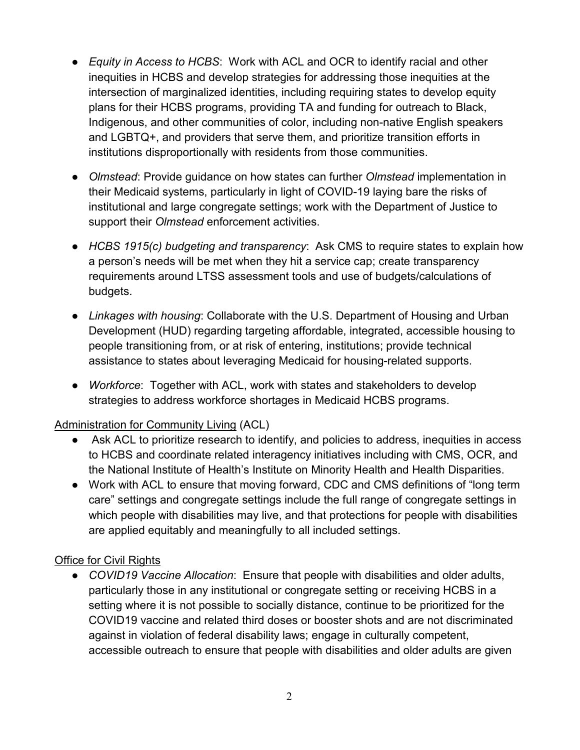- *Equity in Access to HCBS*: Work with ACL and OCR to identify racial and other inequities in HCBS and develop strategies for addressing those inequities at the intersection of marginalized identities, including requiring states to develop equity plans for their HCBS programs, providing TA and funding for outreach to Black, Indigenous, and other communities of color, including non-native English speakers and LGBTQ+, and providers that serve them, and prioritize transition efforts in institutions disproportionally with residents from those communities.

- *Olmstead*: Provide guidance on how states can further *Olmstead* implementation in their Medicaid systems, particularly in light of COVID-19 laying bare the risks of institutional and large congregate settings; work with the Department of Justice to support their *Olmstead* enforcement activities.

- *HCBS 1915(c) budgeting and transparency*: Ask CMS to require states to explain how a person's needs will be met when they hit a service cap; create transparency requirements around LTSS assessment tools and use of budgets/calculations of budgets.

- *Linkages with housing*: Collaborate with the U.S. Department of Housing and Urban Development (HUD) regarding targeting affordable, integrated, accessible housing to people transitioning from, or at risk of entering, institutions; provide technical assistance to states about leveraging Medicaid for housing-related supports.

- *Workforce*: Together with ACL, work with states and stakeholders to develop strategies to address workforce shortages in Medicaid HCBS programs.

<u>Administration for Community Living</u> (ACL)

- Ask ACL to prioritize research to identify, and policies to address, inequities in access to HCBS and coordinate related interagency initiatives including with CMS, OCR, and the National Institute of Health's Institute on Minority Health and Health Disparities.
- Work with ACL to ensure that moving forward, CDC and CMS definitions of "long term care" settings and congregate settings include the full range of congregate settings in which people with disabilities may live, and that protections for people with disabilities are applied equitably and meaningfully to all included settings.

<u>Office for Civil Rights</u>

- *COVID19 Vaccine Allocation*: Ensure that people with disabilities and older adults, particularly those in any institutional or congregate setting or receiving HCBS in a setting where it is not possible to socially distance, continue to be prioritized for the COVID19 vaccine and related third doses or booster shots and are not discriminated against in violation of federal disability laws; engage in culturally competent, accessible outreach to ensure that people with disabilities and older adults are given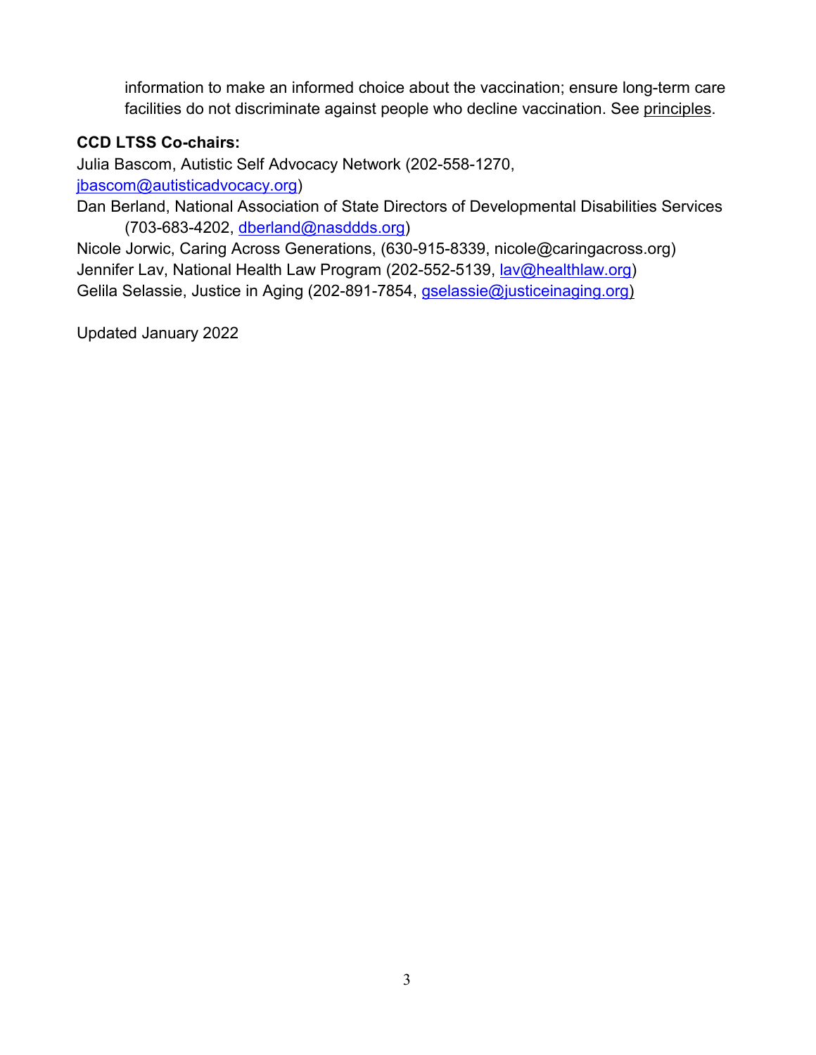information to make an informed choice about the vaccination; ensure long-term care facilities do not discriminate against people who decline vaccination. See principles.

**CCD LTSS Co-chairs:**

Julia Bascom, Autistic Self Advocacy Network (202-558-1270, jbascom@autisticadvocacy.org)

Dan Berland, National Association of State Directors of Developmental Disabilities Services (703-683-4202, dberland@nasddds.org)

Nicole Jorwic, Caring Across Generations, (630-915-8339, nicole@caringacross.org)

Jennifer Lav, National Health Law Program (202-552-5139, lav@healthlaw.org)

Gelila Selassie, Justice in Aging (202-891-7854, gselassie@justiceinaging.org)

Updated January 2022